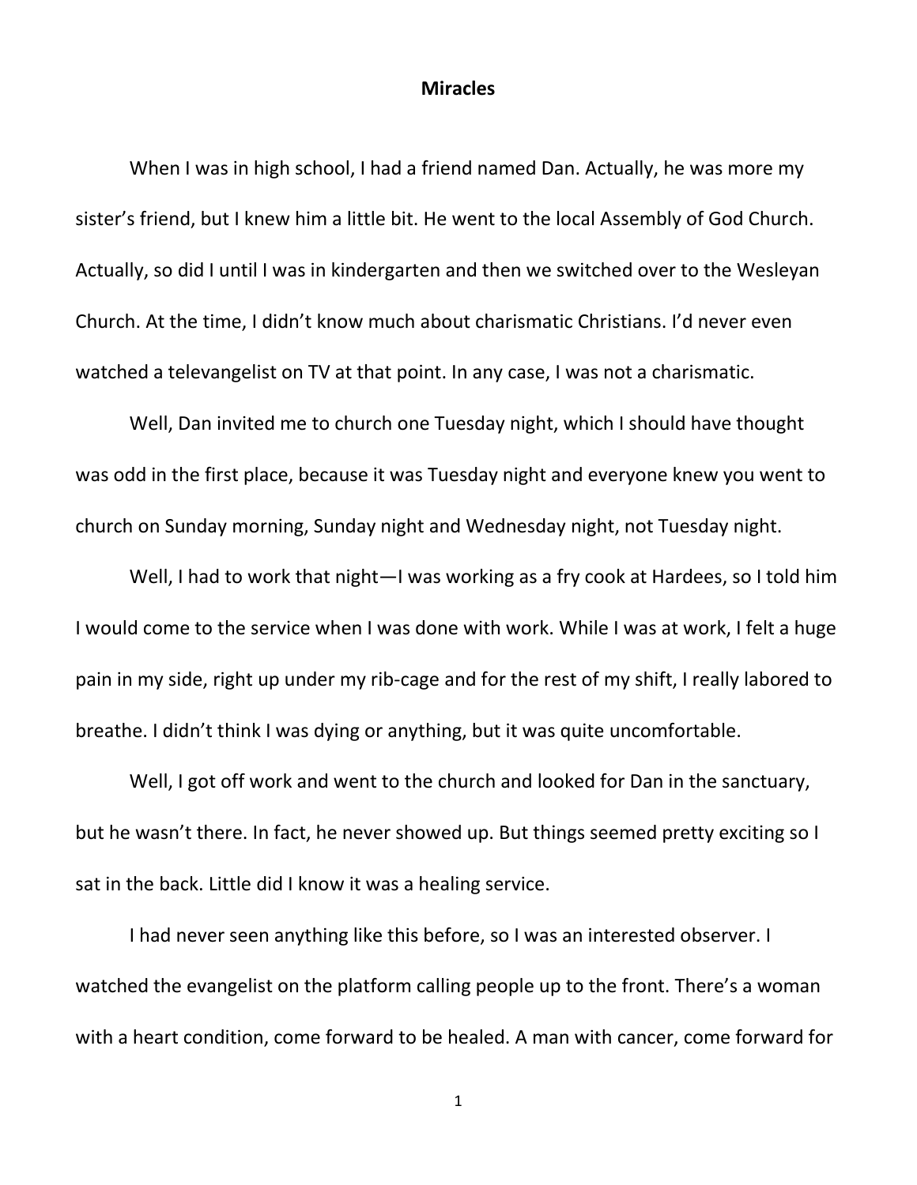# Miracles

When I was in high school, I had a friend named Dan. Actually, he was more my sister's friend, but I knew him a little bit. He went to the local Assembly of God Church. Actually, so did I until I was in kindergarten and then we switched over to the Wesleyan Church. At the time, I didn't know much about charismatic Christians. I'd never even watched a televangelist on TV at that point. In any case, I was not a charismatic.

Well, Dan invited me to church one Tuesday night, which I should have thought was odd in the first place, because it was Tuesday night and everyone knew you went to church on Sunday morning, Sunday night and Wednesday night, not Tuesday night.

Well, I had to work that night—I was working as a fry cook at Hardees, so I told him I would come to the service when I was done with work. While I was at work, I felt a huge pain in my side, right up under my rib-cage and for the rest of my shift, I really labored to breathe. I didn't think I was dying or anything, but it was quite uncomfortable.

Well, I got off work and went to the church and looked for Dan in the sanctuary, but he wasn't there. In fact, he never showed up. But things seemed pretty exciting so I sat in the back. Little did I know it was a healing service.

I had never seen anything like this before, so I was an interested observer. I watched the evangelist on the platform calling people up to the front. There's a woman with a heart condition, come forward to be healed. A man with cancer, come forward for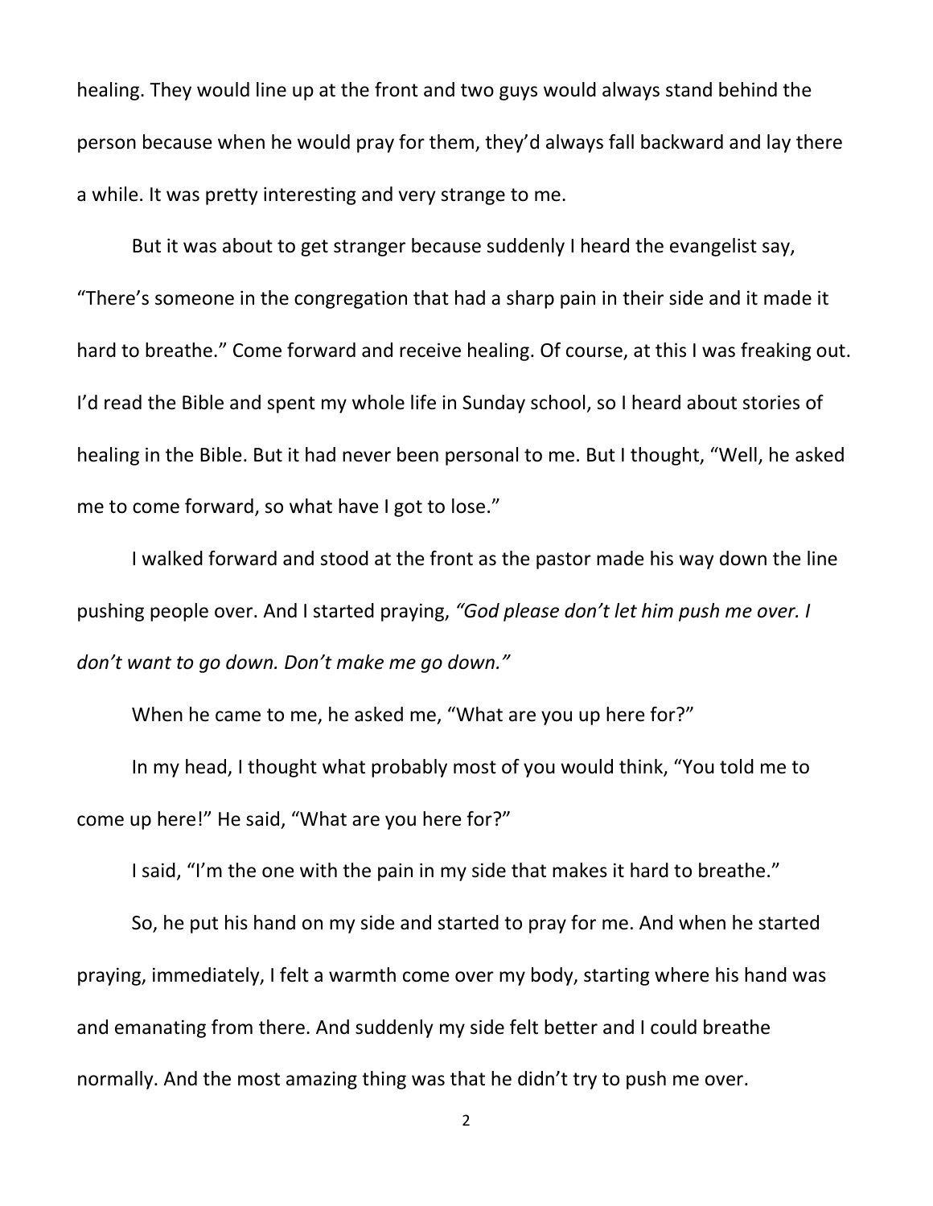healing. They would line up at the front and two guys would always stand behind the person because when he would pray for them, they'd always fall backward and lay there a while. It was pretty interesting and very strange to me.

But it was about to get stranger because suddenly I heard the evangelist say, "There's someone in the congregation that had a sharp pain in their side and it made it hard to breathe." Come forward and receive healing. Of course, at this I was freaking out. I'd read the Bible and spent my whole life in Sunday school, so I heard about stories of healing in the Bible. But it had never been personal to me. But I thought, "Well, he asked me to come forward, so what have I got to lose."

I walked forward and stood at the front as the pastor made his way down the line pushing people over. And I started praying, *"God please don't let him push me over. I don't want to go down. Don't make me go down."*

When he came to me, he asked me, "What are you up here for?"

In my head, I thought what probably most of you would think, "You told me to come up here!" He said, "What are you here for?"

I said, "I'm the one with the pain in my side that makes it hard to breathe."

So, he put his hand on my side and started to pray for me. And when he started praying, immediately, I felt a warmth come over my body, starting where his hand was and emanating from there. And suddenly my side felt better and I could breathe normally. And the most amazing thing was that he didn't try to push me over.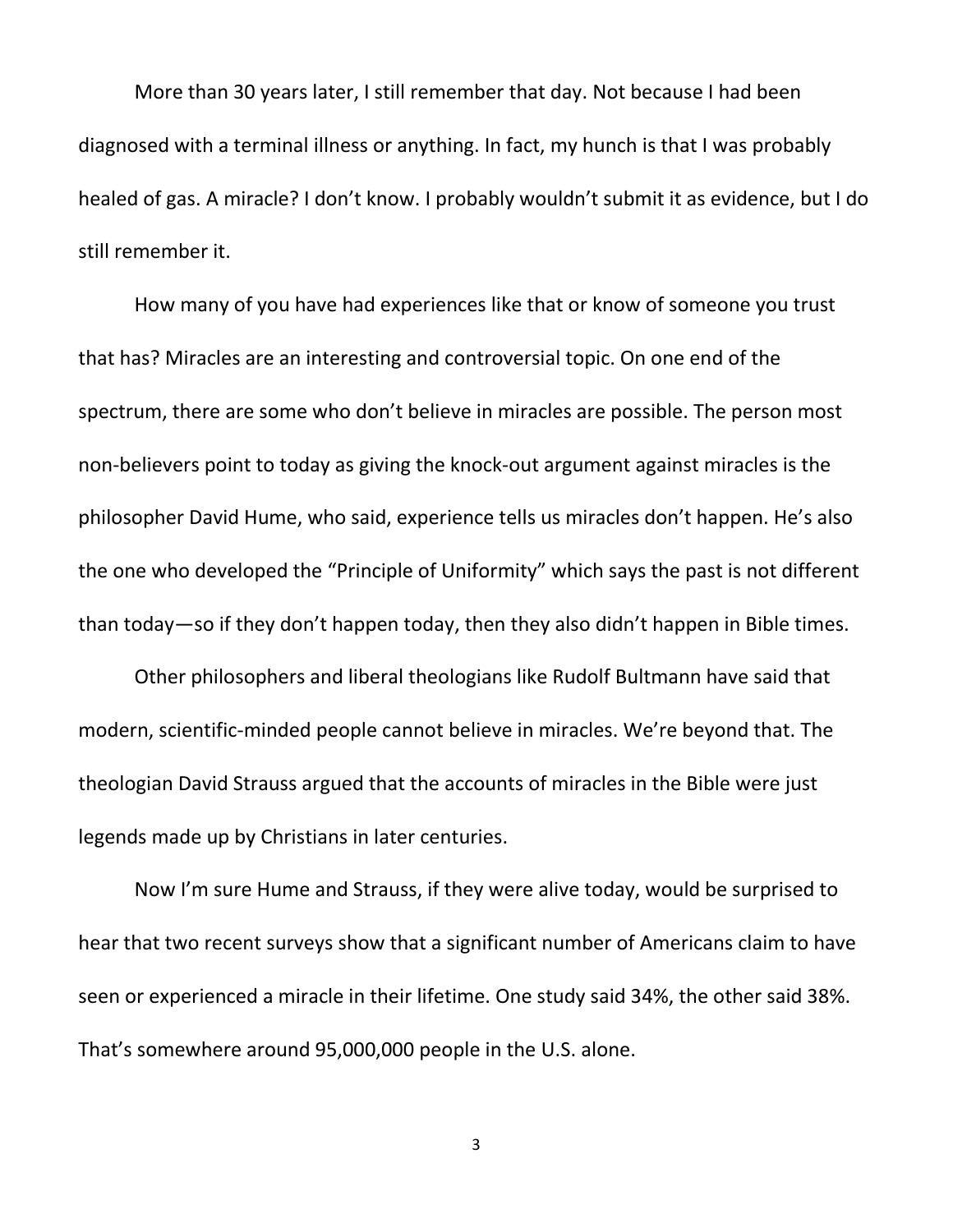More than 30 years later, I still remember that day. Not because I had been diagnosed with a terminal illness or anything. In fact, my hunch is that I was probably healed of gas. A miracle? I don't know. I probably wouldn't submit it as evidence, but I do still remember it.

How many of you have had experiences like that or know of someone you trust that has? Miracles are an interesting and controversial topic. On one end of the spectrum, there are some who don't believe in miracles are possible. The person most non-believers point to today as giving the knock-out argument against miracles is the philosopher David Hume, who said, experience tells us miracles don't happen. He's also the one who developed the "Principle of Uniformity" which says the past is not different than today—so if they don't happen today, then they also didn't happen in Bible times.

Other philosophers and liberal theologians like Rudolf Bultmann have said that modern, scientific-minded people cannot believe in miracles. We're beyond that. The theologian David Strauss argued that the accounts of miracles in the Bible were just legends made up by Christians in later centuries.

Now I'm sure Hume and Strauss, if they were alive today, would be surprised to hear that two recent surveys show that a significant number of Americans claim to have seen or experienced a miracle in their lifetime. One study said 34%, the other said 38%. That's somewhere around 95,000,000 people in the U.S. alone.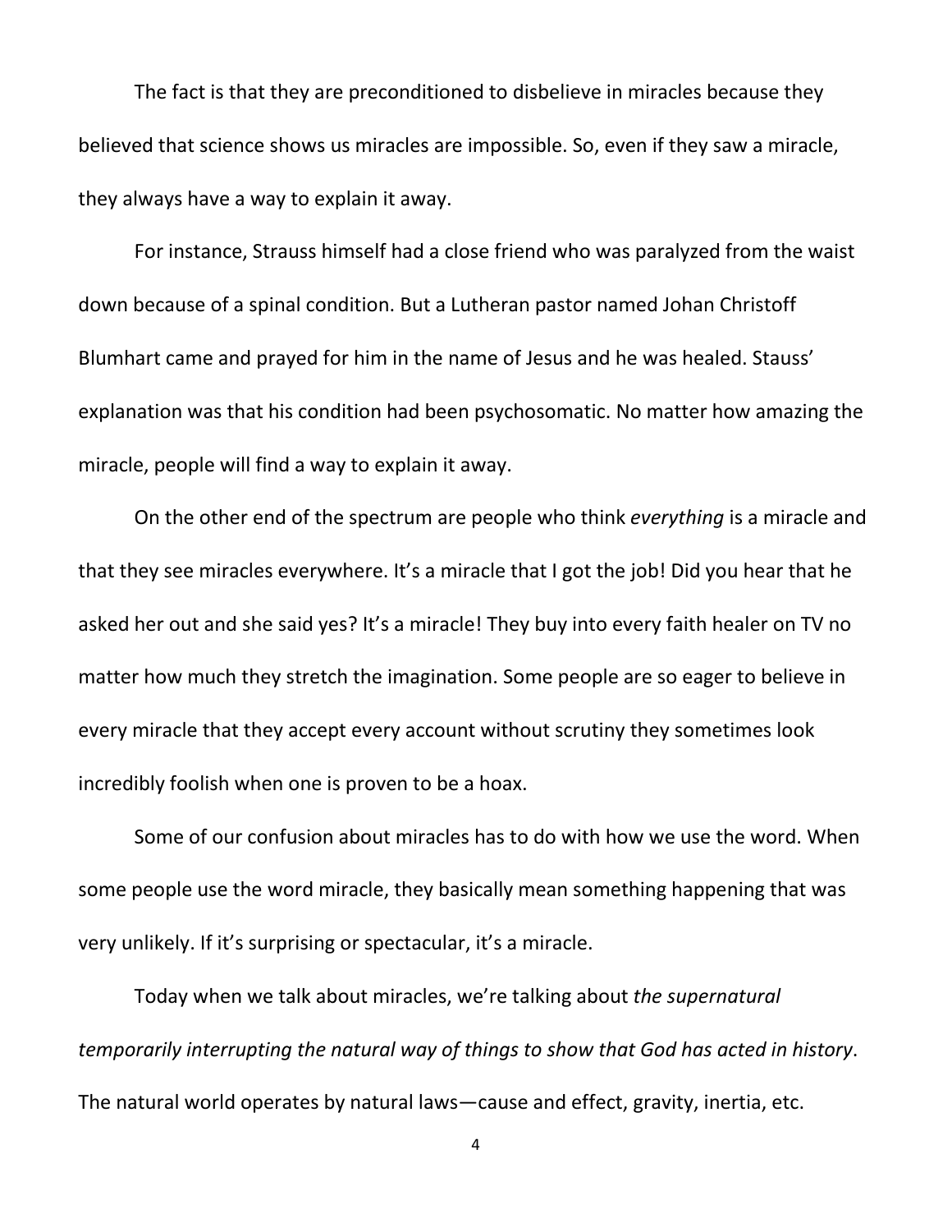The fact is that they are preconditioned to disbelieve in miracles because they believed that science shows us miracles are impossible. So, even if they saw a miracle, they always have a way to explain it away.

For instance, Strauss himself had a close friend who was paralyzed from the waist down because of a spinal condition. But a Lutheran pastor named Johan Christoff Blumhart came and prayed for him in the name of Jesus and he was healed. Stauss' explanation was that his condition had been psychosomatic. No matter how amazing the miracle, people will find a way to explain it away.

On the other end of the spectrum are people who think *everything* is a miracle and that they see miracles everywhere. It's a miracle that I got the job! Did you hear that he asked her out and she said yes? It's a miracle! They buy into every faith healer on TV no matter how much they stretch the imagination. Some people are so eager to believe in every miracle that they accept every account without scrutiny they sometimes look incredibly foolish when one is proven to be a hoax.

Some of our confusion about miracles has to do with how we use the word. When some people use the word miracle, they basically mean something happening that was very unlikely. If it's surprising or spectacular, it's a miracle.

Today when we talk about miracles, we're talking about *the supernatural temporarily interrupting the natural way of things to show that God has acted in history*. The natural world operates by natural laws—cause and effect, gravity, inertia, etc.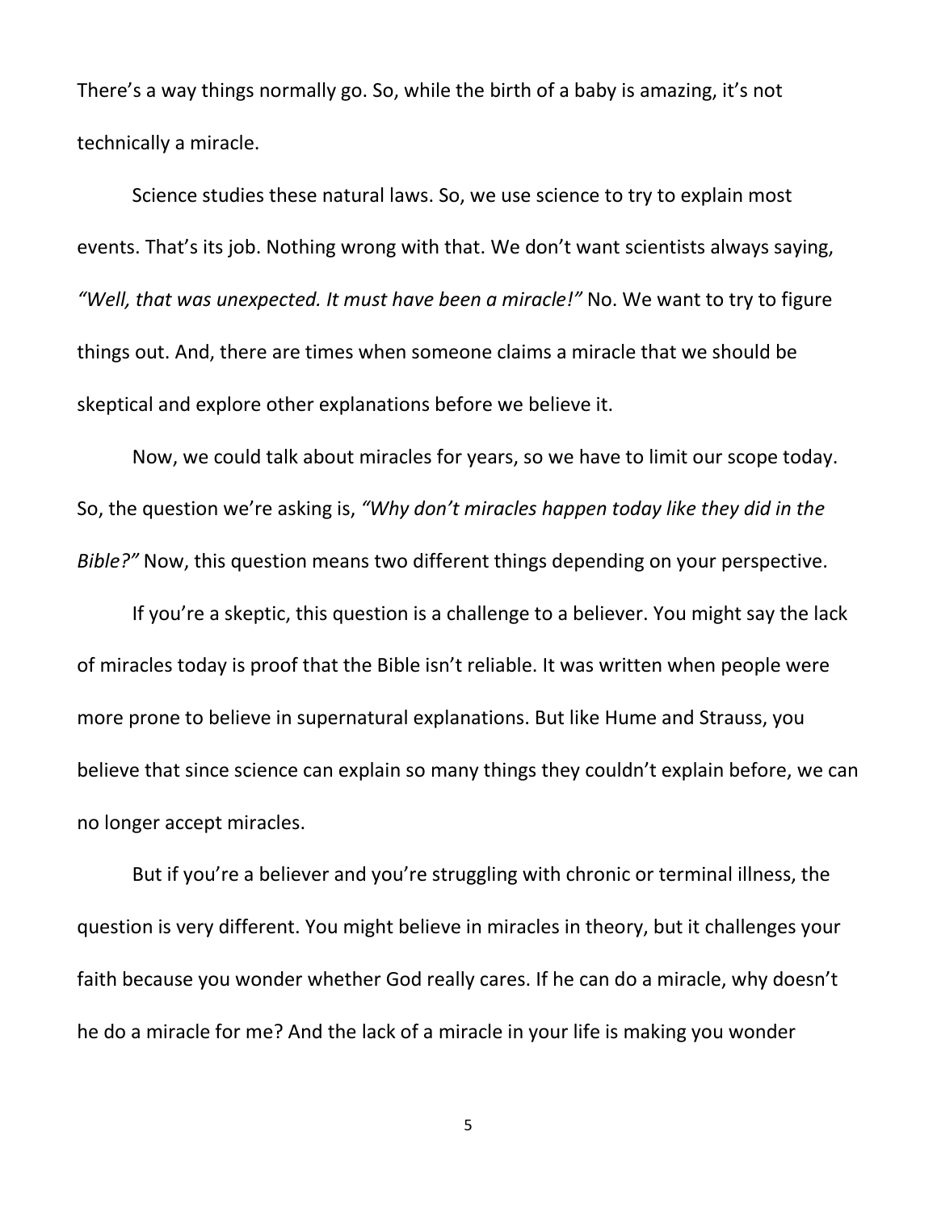There's a way things normally go. So, while the birth of a baby is amazing, it's not technically a miracle.

Science studies these natural laws. So, we use science to try to explain most events. That's its job. Nothing wrong with that. We don't want scientists always saying, *"Well, that was unexpected. It must have been a miracle!"* No. We want to try to figure things out. And, there are times when someone claims a miracle that we should be skeptical and explore other explanations before we believe it.

Now, we could talk about miracles for years, so we have to limit our scope today. So, the question we're asking is, *"Why don't miracles happen today like they did in the Bible?"* Now, this question means two different things depending on your perspective.

If you're a skeptic, this question is a challenge to a believer. You might say the lack of miracles today is proof that the Bible isn't reliable. It was written when people were more prone to believe in supernatural explanations. But like Hume and Strauss, you believe that since science can explain so many things they couldn't explain before, we can no longer accept miracles.

But if you're a believer and you're struggling with chronic or terminal illness, the question is very different. You might believe in miracles in theory, but it challenges your faith because you wonder whether God really cares. If he can do a miracle, why doesn't he do a miracle for me? And the lack of a miracle in your life is making you wonder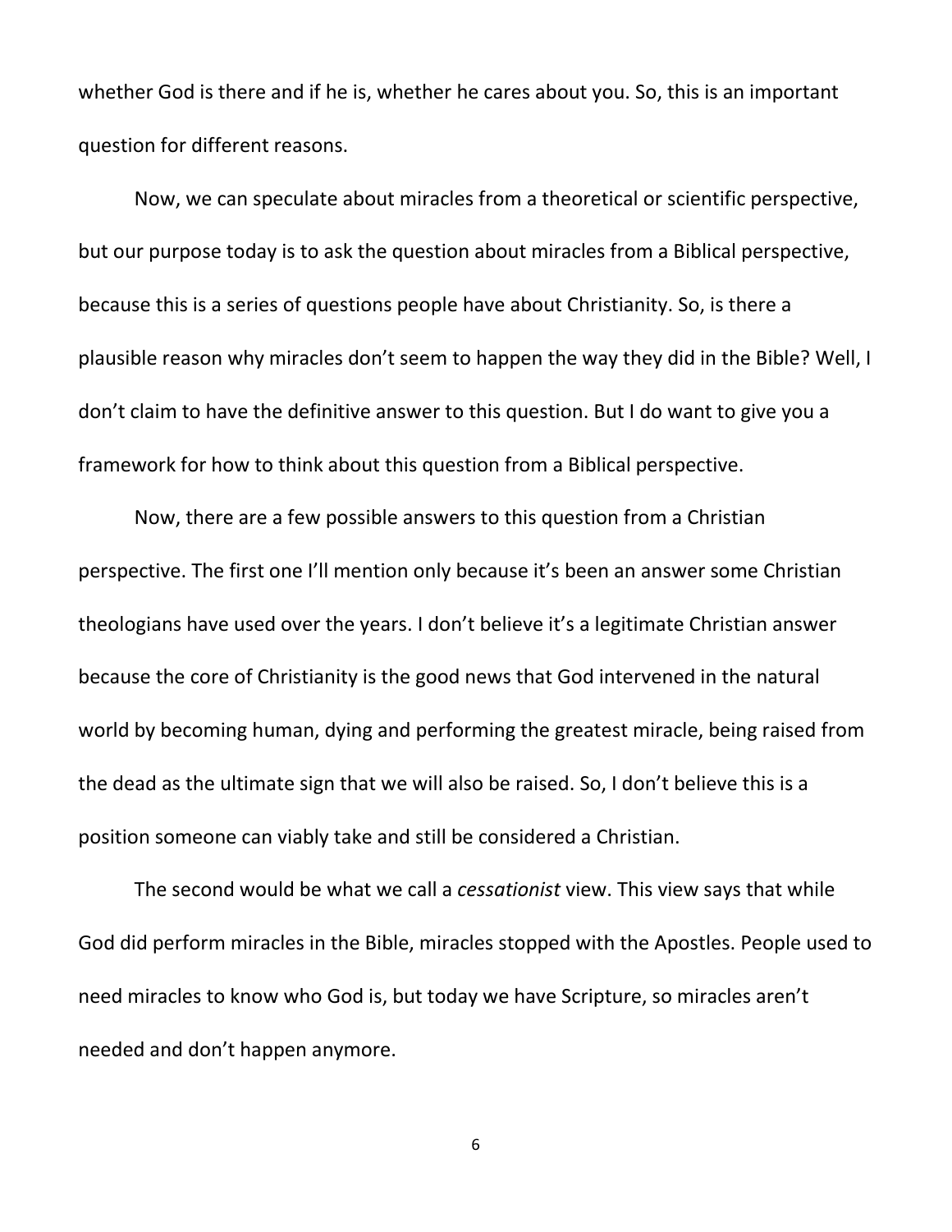whether God is there and if he is, whether he cares about you. So, this is an important question for different reasons.

Now, we can speculate about miracles from a theoretical or scientific perspective, but our purpose today is to ask the question about miracles from a Biblical perspective, because this is a series of questions people have about Christianity. So, is there a plausible reason why miracles don't seem to happen the way they did in the Bible? Well, I don't claim to have the definitive answer to this question. But I do want to give you a framework for how to think about this question from a Biblical perspective.

Now, there are a few possible answers to this question from a Christian perspective. The first one I'll mention only because it's been an answer some Christian theologians have used over the years. I don't believe it's a legitimate Christian answer because the core of Christianity is the good news that God intervened in the natural world by becoming human, dying and performing the greatest miracle, being raised from the dead as the ultimate sign that we will also be raised. So, I don't believe this is a position someone can viably take and still be considered a Christian.

The second would be what we call a *cessationist* view. This view says that while God did perform miracles in the Bible, miracles stopped with the Apostles. People used to need miracles to know who God is, but today we have Scripture, so miracles aren't needed and don't happen anymore.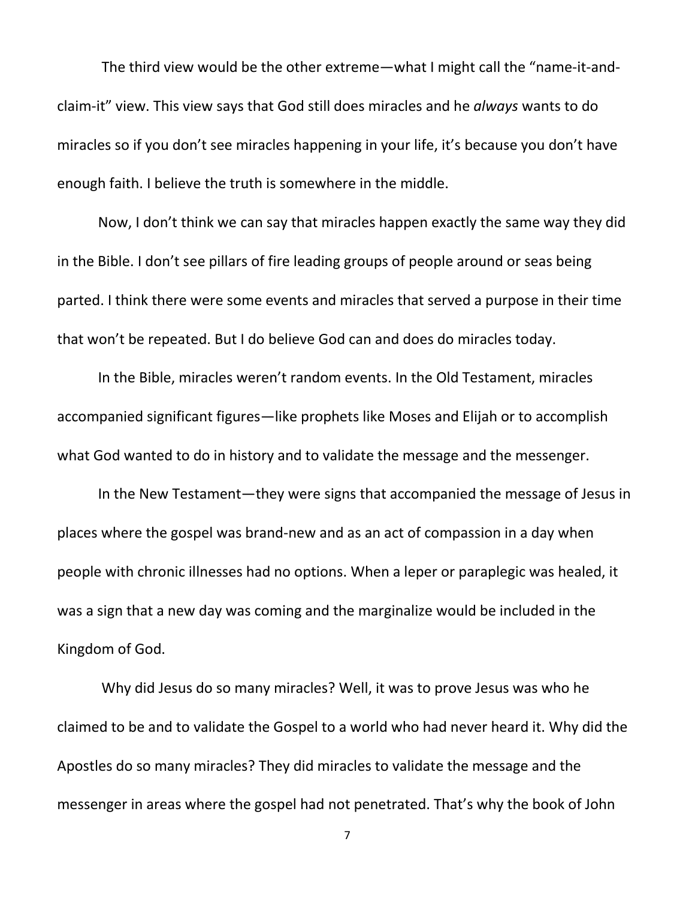The third view would be the other extreme—what I might call the "name-it-and-claim-it" view. This view says that God still does miracles and he *always* wants to do miracles so if you don't see miracles happening in your life, it's because you don't have enough faith. I believe the truth is somewhere in the middle.

Now, I don't think we can say that miracles happen exactly the same way they did in the Bible. I don't see pillars of fire leading groups of people around or seas being parted. I think there were some events and miracles that served a purpose in their time that won't be repeated. But I do believe God can and does do miracles today.

In the Bible, miracles weren't random events. In the Old Testament, miracles accompanied significant figures—like prophets like Moses and Elijah or to accomplish what God wanted to do in history and to validate the message and the messenger.

In the New Testament—they were signs that accompanied the message of Jesus in places where the gospel was brand-new and as an act of compassion in a day when people with chronic illnesses had no options. When a leper or paraplegic was healed, it was a sign that a new day was coming and the marginalize would be included in the Kingdom of God.

Why did Jesus do so many miracles? Well, it was to prove Jesus was who he claimed to be and to validate the Gospel to a world who had never heard it. Why did the Apostles do so many miracles? They did miracles to validate the message and the messenger in areas where the gospel had not penetrated. That's why the book of John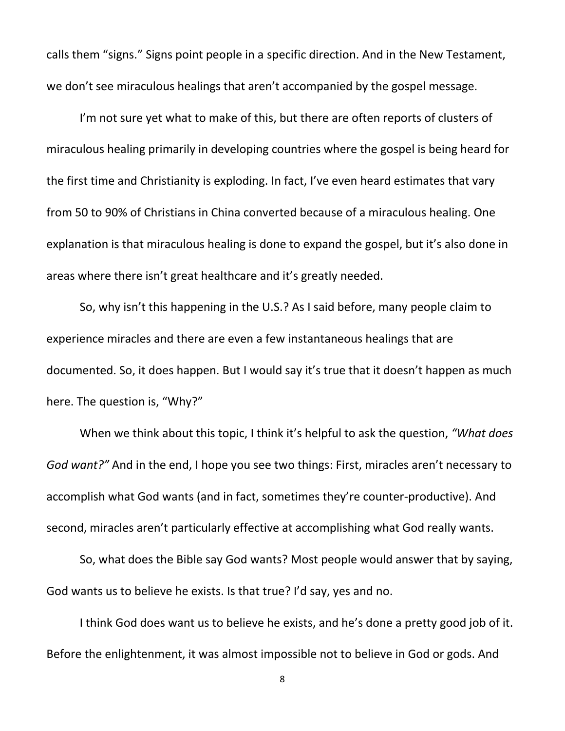calls them "signs." Signs point people in a specific direction. And in the New Testament, we don't see miraculous healings that aren't accompanied by the gospel message.

I'm not sure yet what to make of this, but there are often reports of clusters of miraculous healing primarily in developing countries where the gospel is being heard for the first time and Christianity is exploding. In fact, I've even heard estimates that vary from 50 to 90% of Christians in China converted because of a miraculous healing. One explanation is that miraculous healing is done to expand the gospel, but it's also done in areas where there isn't great healthcare and it's greatly needed.

So, why isn't this happening in the U.S.? As I said before, many people claim to experience miracles and there are even a few instantaneous healings that are documented. So, it does happen. But I would say it's true that it doesn't happen as much here. The question is, "Why?"

When we think about this topic, I think it's helpful to ask the question, *"What does God want?"* And in the end, I hope you see two things: First, miracles aren't necessary to accomplish what God wants (and in fact, sometimes they're counter-productive). And second, miracles aren't particularly effective at accomplishing what God really wants.

So, what does the Bible say God wants? Most people would answer that by saying, God wants us to believe he exists. Is that true? I'd say, yes and no.

I think God does want us to believe he exists, and he's done a pretty good job of it. Before the enlightenment, it was almost impossible not to believe in God or gods. And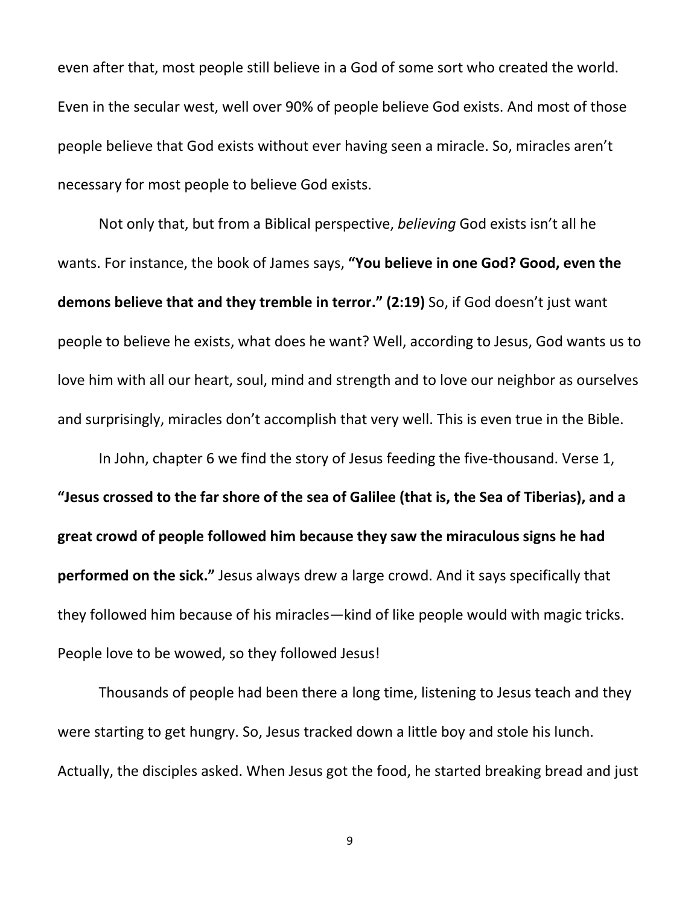even after that, most people still believe in a God of some sort who created the world. Even in the secular west, well over 90% of people believe God exists. And most of those people believe that God exists without ever having seen a miracle. So, miracles aren't necessary for most people to believe God exists.

Not only that, but from a Biblical perspective, *believing* God exists isn't all he wants. For instance, the book of James says, **"You believe in one God? Good, even the demons believe that and they tremble in terror." (2:19)** So, if God doesn't just want people to believe he exists, what does he want? Well, according to Jesus, God wants us to love him with all our heart, soul, mind and strength and to love our neighbor as ourselves and surprisingly, miracles don't accomplish that very well. This is even true in the Bible.

In John, chapter 6 we find the story of Jesus feeding the five-thousand. Verse 1, **"Jesus crossed to the far shore of the sea of Galilee (that is, the Sea of Tiberias), and a great crowd of people followed him because they saw the miraculous signs he had performed on the sick."** Jesus always drew a large crowd. And it says specifically that they followed him because of his miracles—kind of like people would with magic tricks. People love to be wowed, so they followed Jesus!

Thousands of people had been there a long time, listening to Jesus teach and they were starting to get hungry. So, Jesus tracked down a little boy and stole his lunch. Actually, the disciples asked. When Jesus got the food, he started breaking bread and just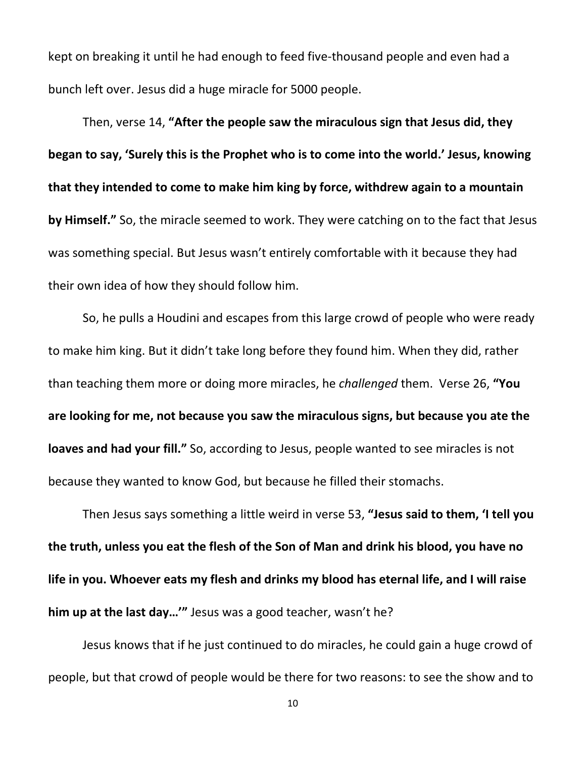kept on breaking it until he had enough to feed five-thousand people and even had a bunch left over. Jesus did a huge miracle for 5000 people.

Then, verse 14, **"After the people saw the miraculous sign that Jesus did, they began to say, 'Surely this is the Prophet who is to come into the world.' Jesus, knowing that they intended to come to make him king by force, withdrew again to a mountain by Himself."** So, the miracle seemed to work. They were catching on to the fact that Jesus was something special. But Jesus wasn't entirely comfortable with it because they had their own idea of how they should follow him.

So, he pulls a Houdini and escapes from this large crowd of people who were ready to make him king. But it didn't take long before they found him. When they did, rather than teaching them more or doing more miracles, he *challenged* them. Verse 26, **"You are looking for me, not because you saw the miraculous signs, but because you ate the loaves and had your fill."** So, according to Jesus, people wanted to see miracles is not because they wanted to know God, but because he filled their stomachs.

Then Jesus says something a little weird in verse 53, **"Jesus said to them, 'I tell you the truth, unless you eat the flesh of the Son of Man and drink his blood, you have no life in you. Whoever eats my flesh and drinks my blood has eternal life, and I will raise him up at the last day…'"** Jesus was a good teacher, wasn't he?

Jesus knows that if he just continued to do miracles, he could gain a huge crowd of people, but that crowd of people would be there for two reasons: to see the show and to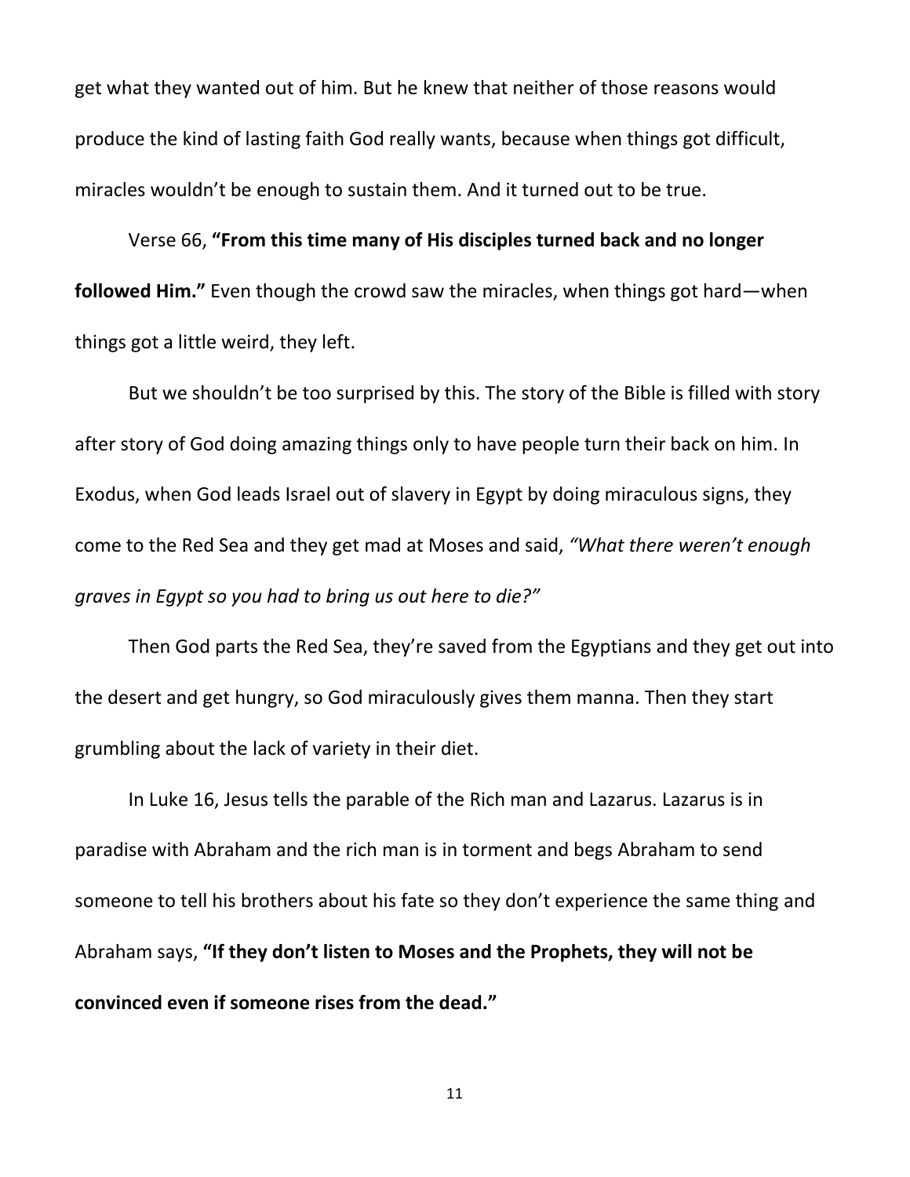get what they wanted out of him. But he knew that neither of those reasons would produce the kind of lasting faith God really wants, because when things got difficult, miracles wouldn't be enough to sustain them. And it turned out to be true.

Verse 66, **"From this time many of His disciples turned back and no longer followed Him."** Even though the crowd saw the miracles, when things got hard—when things got a little weird, they left.

But we shouldn't be too surprised by this. The story of the Bible is filled with story after story of God doing amazing things only to have people turn their back on him. In Exodus, when God leads Israel out of slavery in Egypt by doing miraculous signs, they come to the Red Sea and they get mad at Moses and said, *"What there weren't enough graves in Egypt so you had to bring us out here to die?"*

Then God parts the Red Sea, they're saved from the Egyptians and they get out into the desert and get hungry, so God miraculously gives them manna. Then they start grumbling about the lack of variety in their diet.

In Luke 16, Jesus tells the parable of the Rich man and Lazarus. Lazarus is in paradise with Abraham and the rich man is in torment and begs Abraham to send someone to tell his brothers about his fate so they don't experience the same thing and Abraham says, **"If they don't listen to Moses and the Prophets, they will not be convinced even if someone rises from the dead."**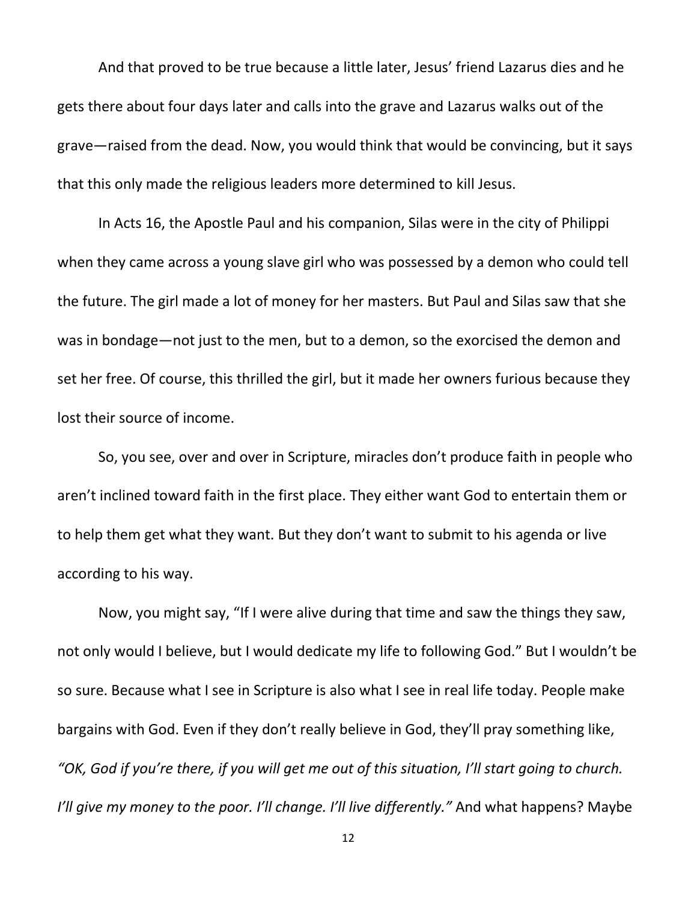And that proved to be true because a little later, Jesus' friend Lazarus dies and he gets there about four days later and calls into the grave and Lazarus walks out of the grave—raised from the dead. Now, you would think that would be convincing, but it says that this only made the religious leaders more determined to kill Jesus.

In Acts 16, the Apostle Paul and his companion, Silas were in the city of Philippi when they came across a young slave girl who was possessed by a demon who could tell the future. The girl made a lot of money for her masters. But Paul and Silas saw that she was in bondage—not just to the men, but to a demon, so the exorcised the demon and set her free. Of course, this thrilled the girl, but it made her owners furious because they lost their source of income.

So, you see, over and over in Scripture, miracles don't produce faith in people who aren't inclined toward faith in the first place. They either want God to entertain them or to help them get what they want. But they don't want to submit to his agenda or live according to his way.

Now, you might say, "If I were alive during that time and saw the things they saw, not only would I believe, but I would dedicate my life to following God." But I wouldn't be so sure. Because what I see in Scripture is also what I see in real life today. People make bargains with God. Even if they don't really believe in God, they'll pray something like, *"OK, God if you're there, if you will get me out of this situation, I'll start going to church. I'll give my money to the poor. I'll change. I'll live differently."* And what happens? Maybe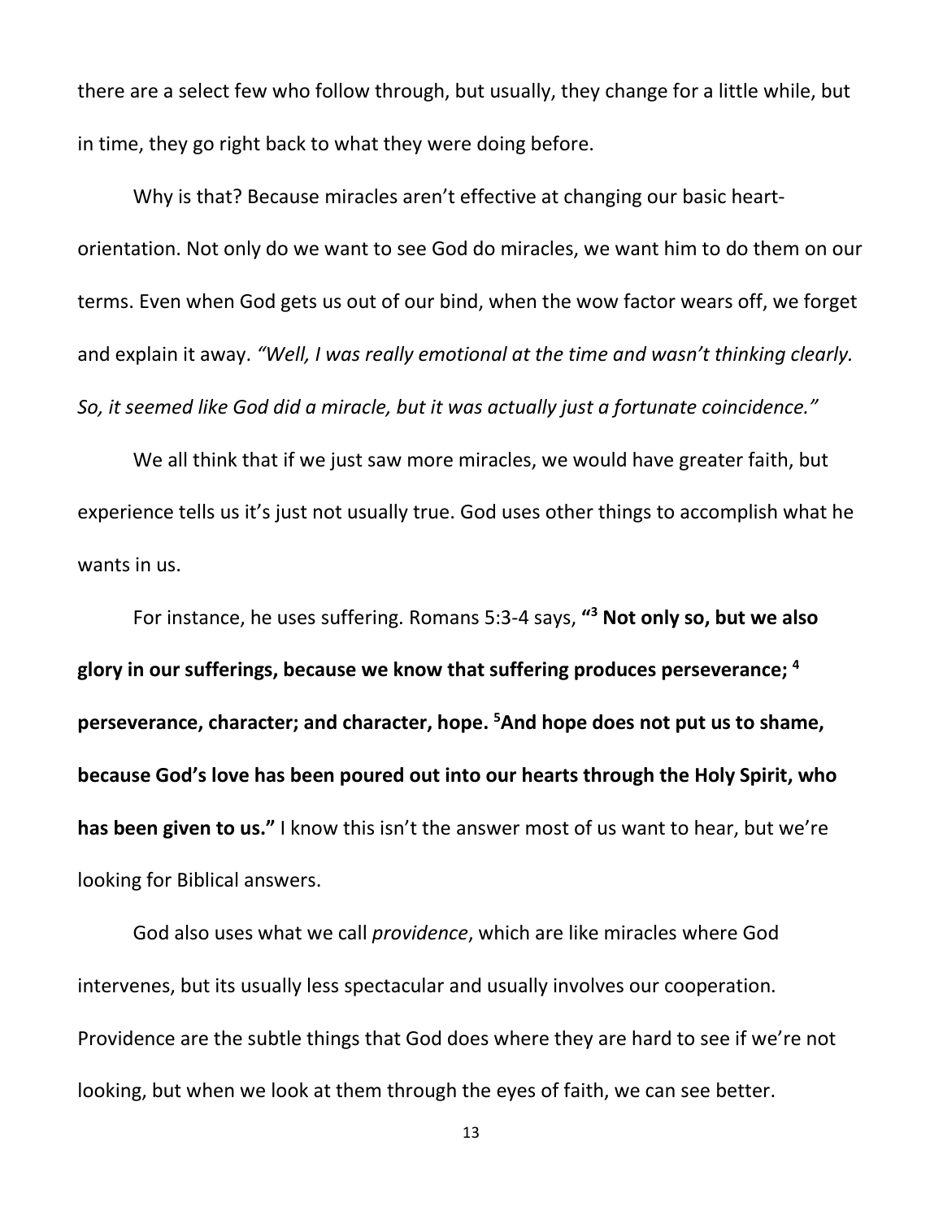there are a select few who follow through, but usually, they change for a little while, but in time, they go right back to what they were doing before.

Why is that? Because miracles aren't effective at changing our basic heart-orientation. Not only do we want to see God do miracles, we want him to do them on our terms. Even when God gets us out of our bind, when the wow factor wears off, we forget and explain it away. *"Well, I was really emotional at the time and wasn't thinking clearly. So, it seemed like God did a miracle, but it was actually just a fortunate coincidence."*

We all think that if we just saw more miracles, we would have greater faith, but experience tells us it's just not usually true. God uses other things to accomplish what he wants in us.

For instance, he uses suffering. Romans 5:3-4 says, **"[3] Not only so, but we also glory in our sufferings, because we know that suffering produces perseverance; [4] perseverance, character; and character, hope. [5]And hope does not put us to shame, because God's love has been poured out into our hearts through the Holy Spirit, who has been given to us."** I know this isn't the answer most of us want to hear, but we're looking for Biblical answers.

God also uses what we call *providence*, which are like miracles where God intervenes, but its usually less spectacular and usually involves our cooperation. Providence are the subtle things that God does where they are hard to see if we're not looking, but when we look at them through the eyes of faith, we can see better.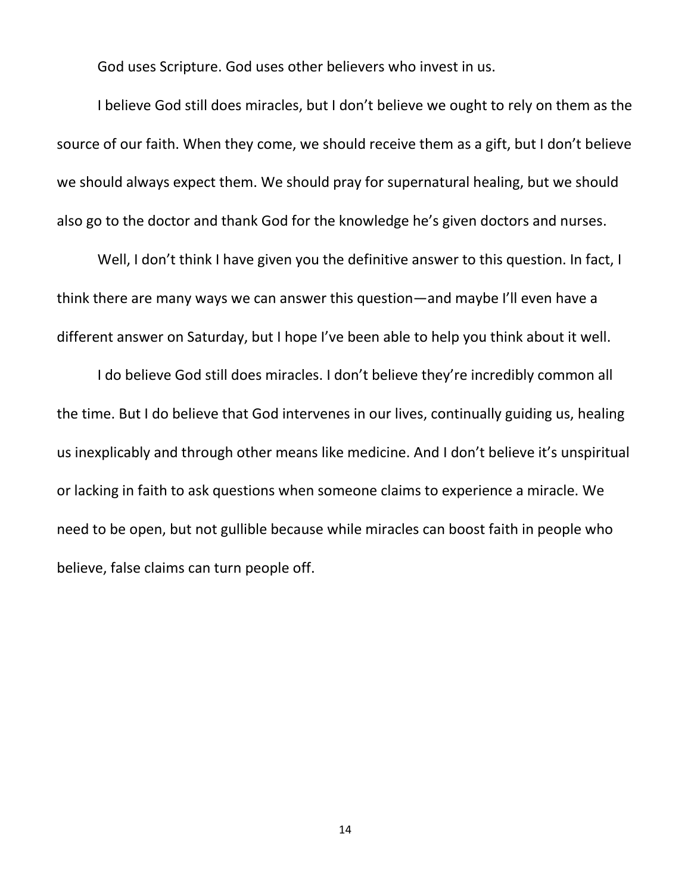God uses Scripture. God uses other believers who invest in us.

I believe God still does miracles, but I don't believe we ought to rely on them as the source of our faith. When they come, we should receive them as a gift, but I don't believe we should always expect them. We should pray for supernatural healing, but we should also go to the doctor and thank God for the knowledge he's given doctors and nurses.

Well, I don't think I have given you the definitive answer to this question. In fact, I think there are many ways we can answer this question—and maybe I'll even have a different answer on Saturday, but I hope I've been able to help you think about it well.

I do believe God still does miracles. I don't believe they're incredibly common all the time. But I do believe that God intervenes in our lives, continually guiding us, healing us inexplicably and through other means like medicine. And I don't believe it's unspiritual or lacking in faith to ask questions when someone claims to experience a miracle. We need to be open, but not gullible because while miracles can boost faith in people who believe, false claims can turn people off.